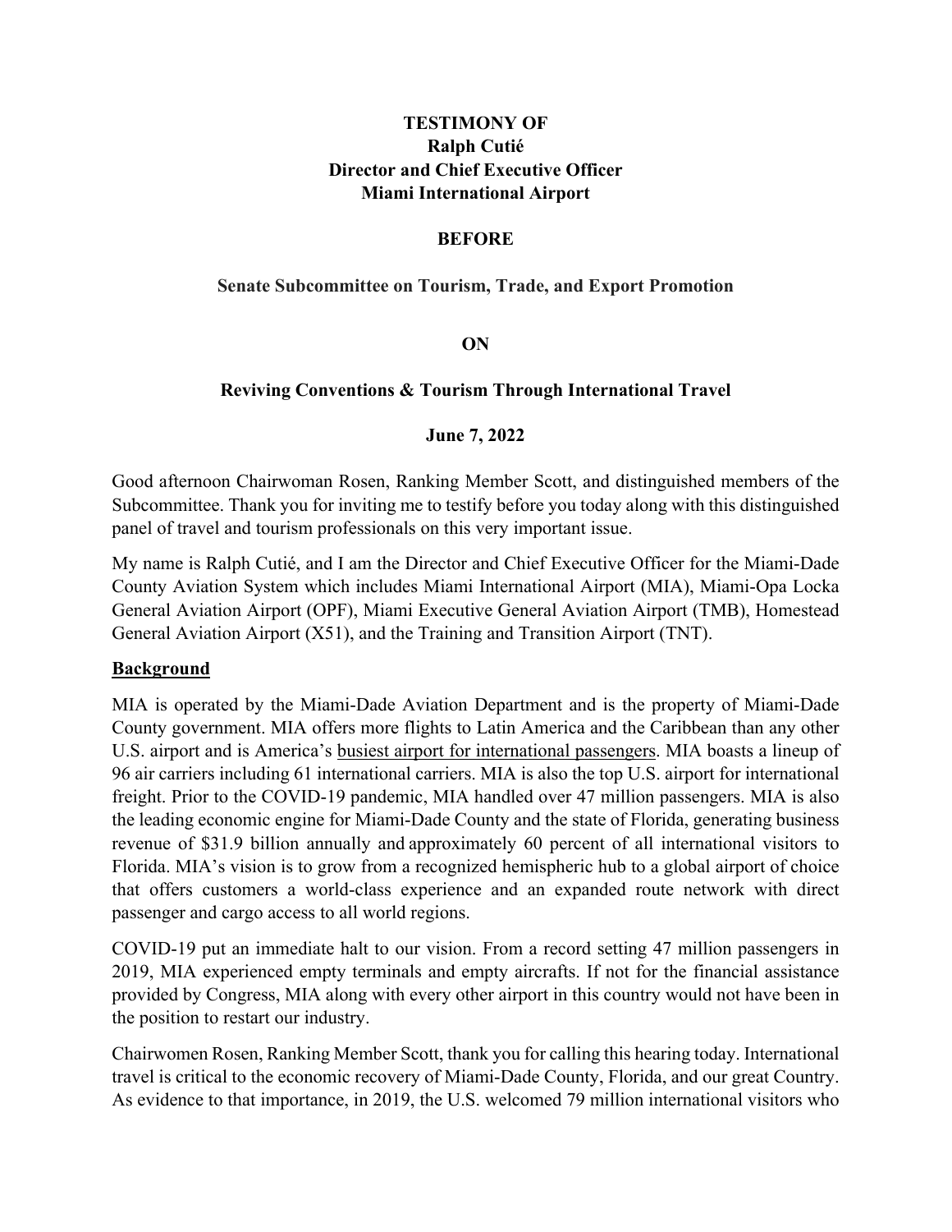**TESTIMONY OF**
**Ralph Cutié**
**Director and Chief Executive Officer**
**Miami International Airport**

**BEFORE**

**Senate Subcommittee on Tourism, Trade, and Export Promotion**

**ON**

**Reviving Conventions & Tourism Through International Travel**

**June 7, 2022**

Good afternoon Chairwoman Rosen, Ranking Member Scott, and distinguished members of the Subcommittee. Thank you for inviting me to testify before you today along with this distinguished panel of travel and tourism professionals on this very important issue.

My name is Ralph Cutié, and I am the Director and Chief Executive Officer for the Miami-Dade County Aviation System which includes Miami International Airport (MIA), Miami-Opa Locka General Aviation Airport (OPF), Miami Executive General Aviation Airport (TMB), Homestead General Aviation Airport (X51), and the Training and Transition Airport (TNT).

## Background

MIA is operated by the Miami-Dade Aviation Department and is the property of Miami-Dade County government. MIA offers more flights to Latin America and the Caribbean than any other U.S. airport and is America's busiest airport for international passengers. MIA boasts a lineup of 96 air carriers including 61 international carriers. MIA is also the top U.S. airport for international freight. Prior to the COVID-19 pandemic, MIA handled over 47 million passengers. MIA is also the leading economic engine for Miami-Dade County and the state of Florida, generating business revenue of $31.9 billion annually and approximately 60 percent of all international visitors to Florida. MIA's vision is to grow from a recognized hemispheric hub to a global airport of choice that offers customers a world-class experience and an expanded route network with direct passenger and cargo access to all world regions.

COVID-19 put an immediate halt to our vision. From a record setting 47 million passengers in 2019, MIA experienced empty terminals and empty aircrafts. If not for the financial assistance provided by Congress, MIA along with every other airport in this country would not have been in the position to restart our industry.

Chairwomen Rosen, Ranking Member Scott, thank you for calling this hearing today. International travel is critical to the economic recovery of Miami-Dade County, Florida, and our great Country. As evidence to that importance, in 2019, the U.S. welcomed 79 million international visitors who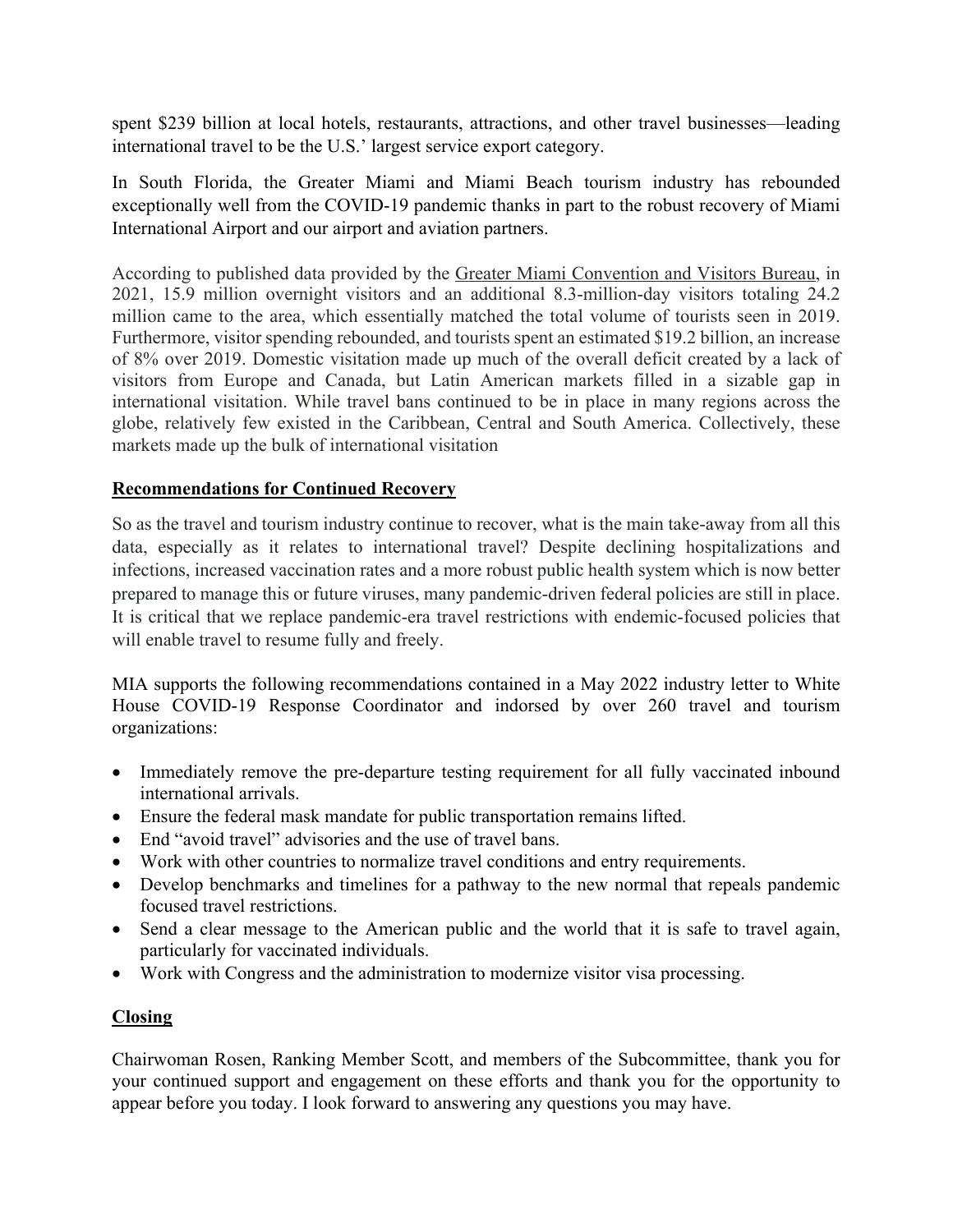spent $239 billion at local hotels, restaurants, attractions, and other travel businesses—leading international travel to be the U.S.' largest service export category.

In South Florida, the Greater Miami and Miami Beach tourism industry has rebounded exceptionally well from the COVID-19 pandemic thanks in part to the robust recovery of Miami International Airport and our airport and aviation partners.

According to published data provided by the Greater Miami Convention and Visitors Bureau, in 2021, 15.9 million overnight visitors and an additional 8.3-million-day visitors totaling 24.2 million came to the area, which essentially matched the total volume of tourists seen in 2019. Furthermore, visitor spending rebounded, and tourists spent an estimated $19.2 billion, an increase of 8% over 2019. Domestic visitation made up much of the overall deficit created by a lack of visitors from Europe and Canada, but Latin American markets filled in a sizable gap in international visitation. While travel bans continued to be in place in many regions across the globe, relatively few existed in the Caribbean, Central and South America. Collectively, these markets made up the bulk of international visitation

## Recommendations for Continued Recovery

So as the travel and tourism industry continue to recover, what is the main take-away from all this data, especially as it relates to international travel? Despite declining hospitalizations and infections, increased vaccination rates and a more robust public health system which is now better prepared to manage this or future viruses, many pandemic-driven federal policies are still in place. It is critical that we replace pandemic-era travel restrictions with endemic-focused policies that will enable travel to resume fully and freely.

MIA supports the following recommendations contained in a May 2022 industry letter to White House COVID-19 Response Coordinator and indorsed by over 260 travel and tourism organizations:

- Immediately remove the pre-departure testing requirement for all fully vaccinated inbound international arrivals.
- Ensure the federal mask mandate for public transportation remains lifted.
- End "avoid travel" advisories and the use of travel bans.
- Work with other countries to normalize travel conditions and entry requirements.
- Develop benchmarks and timelines for a pathway to the new normal that repeals pandemic focused travel restrictions.
- Send a clear message to the American public and the world that it is safe to travel again, particularly for vaccinated individuals.
- Work with Congress and the administration to modernize visitor visa processing.

## Closing

Chairwoman Rosen, Ranking Member Scott, and members of the Subcommittee, thank you for your continued support and engagement on these efforts and thank you for the opportunity to appear before you today. I look forward to answering any questions you may have.